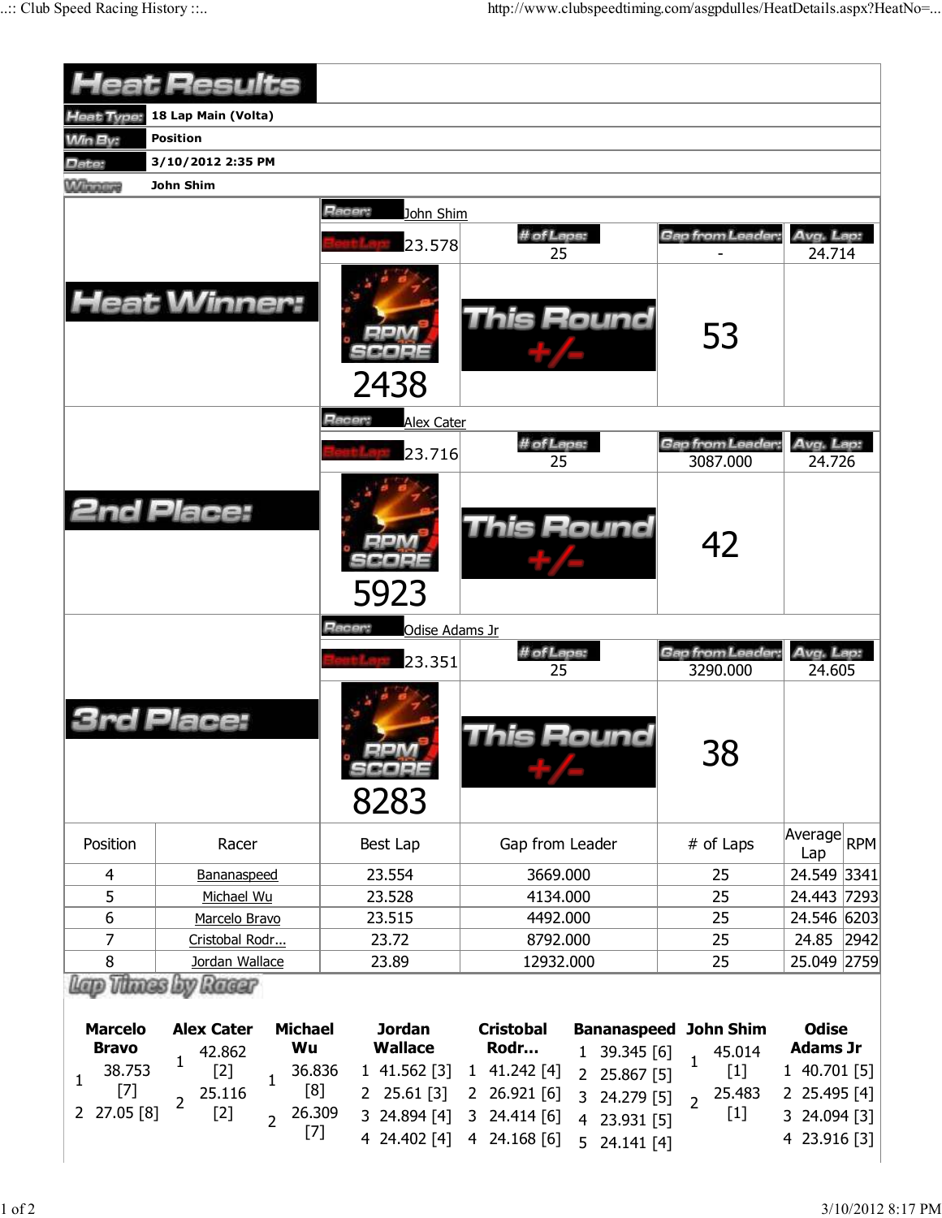# Heat Results

| | |
|---|---|
| Heat Type: | 18 Lap Main (Volta) |
| Win By: | Position |
| Date: | 3/10/2012 2:35 PM |
| Winner: | John Shim |

## Heat Winner:

Racer: John Shim

| Best Lap | # of Laps | Gap from Leader | Avg. Lap |
|---|---|---|---|
| 23.578 | 25 | - | 24.714 |

RPM SCORE: 2438

This Round +/-: 53

## 2nd Place:

Racer: Alex Cater

| Best Lap | # of Laps | Gap from Leader | Avg. Lap |
|---|---|---|---|
| 23.716 | 25 | 3087.000 | 24.726 |

RPM SCORE: 5923

This Round +/-: 42

## 3rd Place:

Racer: Odise Adams Jr

| Best Lap | # of Laps | Gap from Leader | Avg. Lap |
|---|---|---|---|
| 23.351 | 25 | 3290.000 | 24.605 |

RPM SCORE: 8283

This Round +/-: 38

| Position | Racer | Best Lap | Gap from Leader | # of Laps | Average Lap | RPM |
|---|---|---|---|---|---|---|
| 4 | Bananaspeed | 23.554 | 3669.000 | 25 | 24.549 | 3341 |
| 5 | Michael Wu | 23.528 | 4134.000 | 25 | 24.443 | 7293 |
| 6 | Marcelo Bravo | 23.515 | 4492.000 | 25 | 24.546 | 6203 |
| 7 | Cristobal Rodr... | 23.72 | 8792.000 | 25 | 24.85 | 2942 |
| 8 | Jordan Wallace | 23.89 | 12932.000 | 25 | 25.049 | 2759 |

## Lap Times by Racer

| Marcelo Bravo | Alex Cater | Michael Wu | Jordan Wallace | Cristobal Rodr... | Bananaspeed | John Shim | Odise Adams Jr |
|---|---|---|---|---|---|---|---|
| 1 38.753 [7] | 1 42.862 [2] | 1 36.836 [8] | 1 41.562 [3] | 1 41.242 [4] | 1 39.345 [6] | 1 45.014 [1] | 1 40.701 [5] |
| 2 27.05 [8] | 2 25.116 [2] | 2 26.309 [7] | 2 25.61 [3] | 2 26.921 [6] | 2 25.867 [5] | 2 25.483 [1] | 2 25.495 [4] |
| | | | 3 24.894 [4] | 3 24.414 [6] | 3 24.279 [5] | | 3 24.094 [3] |
| | | | 4 24.402 [4] | 4 24.168 [6] | 4 23.931 [5] | | 4 23.916 [3] |
| | | | | | 5 24.141 [4] | | |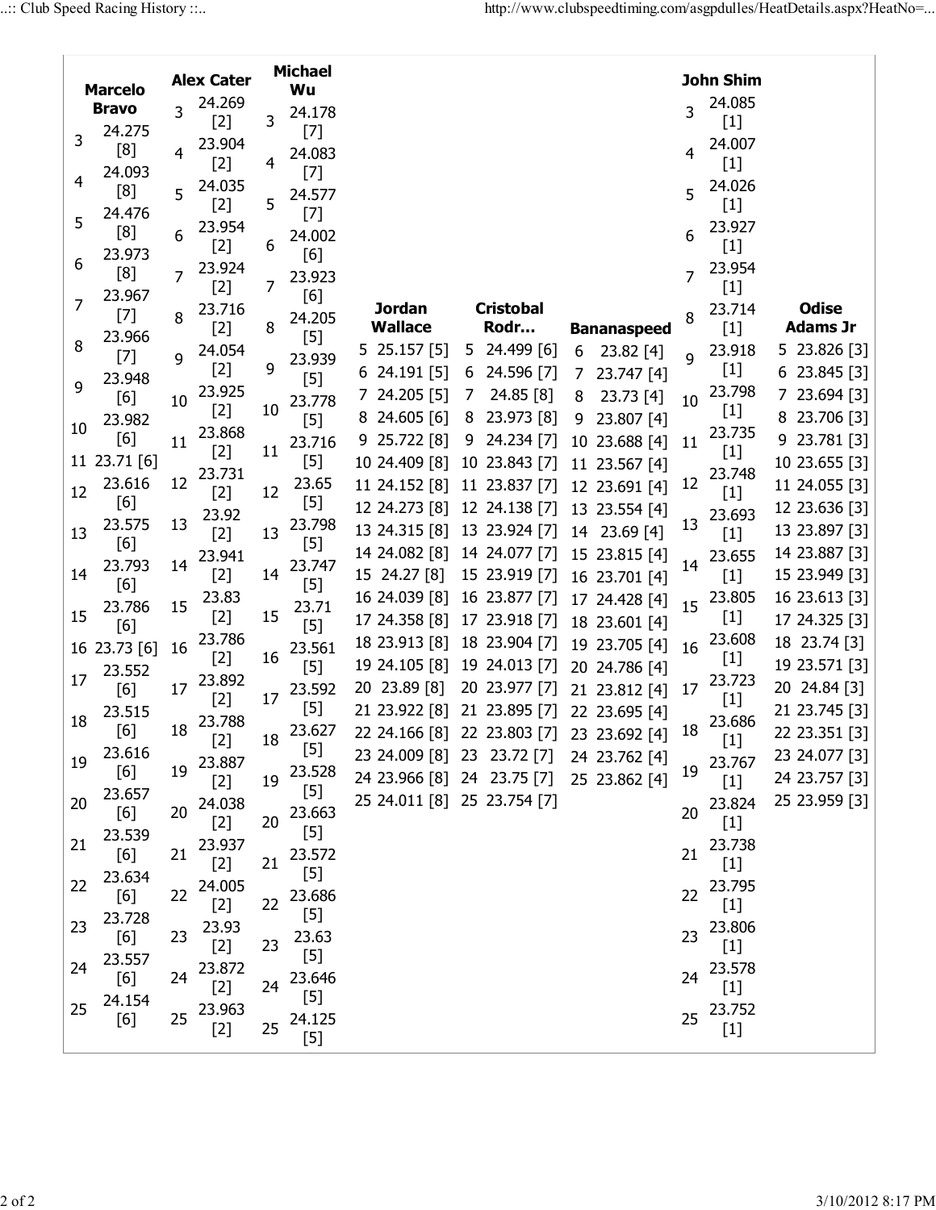| Lap | Marcelo Bravo | Alex Cater | Michael Wu | Jordan Wallace | Cristobal Rodr… | Bananaspeed | John Shim | Odise Adams Jr |
|---|---|---|---|---|---|---|---|---|
| 3 | 24.275 [8] | 24.269 [2] | 24.178 [7] | | | | 24.085 [1] | |
| 4 | 24.093 [8] | 23.904 [2] | 24.083 [7] | | | | 24.007 [1] | |
| 5 | 24.476 [8] | 24.035 [2] | 24.577 [7] | 25.157 [5] | 24.499 [6] | | 24.026 [1] | 23.826 [3] |
| 6 | 23.973 [8] | 23.954 [2] | 24.002 [6] | 24.191 [5] | 24.596 [7] | 23.82 [4] | 23.927 [1] | 23.845 [3] |
| 7 | 23.967 [7] | 23.924 [2] | 23.923 [6] | 24.205 [5] | 24.85 [8] | 23.747 [4] | 23.954 [1] | 23.694 [3] |
| 8 | 23.966 [7] | 23.716 [2] | 24.205 [5] | 24.605 [6] | 23.973 [8] | 23.73 [4] | 23.714 [1] | 23.706 [3] |
| 9 | 23.948 [6] | 24.054 [2] | 23.939 [5] | 25.722 [8] | 24.234 [7] | 23.807 [4] | 23.918 [1] | 23.781 [3] |
| 10 | 23.982 [6] | 23.925 [2] | 23.778 [5] | 24.409 [8] | 23.843 [7] | 23.688 [4] | 23.798 [1] | 23.655 [3] |
| 11 | 23.71 [6] | 23.868 [2] | 23.716 [5] | 24.152 [8] | 23.837 [7] | 23.567 [4] | 23.735 [1] | 24.055 [3] |
| 12 | 23.616 [6] | 23.731 [2] | 23.65 [5] | 24.273 [8] | 24.138 [7] | 23.691 [4] | 23.748 [1] | 23.636 [3] |
| 13 | 23.575 [6] | 23.92 [2] | 23.798 [5] | 24.315 [8] | 23.924 [7] | 23.554 [4] | 23.693 [1] | 23.897 [3] |
| 14 | 23.793 [6] | 23.941 [2] | 23.747 [5] | 24.082 [8] | 24.077 [7] | 23.69 [4] | 23.655 [1] | 23.887 [3] |
| 15 | 23.786 [6] | 23.83 [2] | 23.71 [5] | 24.27 [8] | 23.919 [7] | 23.815 [4] | 23.805 [1] | 23.949 [3] |
| 16 | 23.73 [6] | 23.786 [2] | 23.561 [5] | 24.039 [8] | 23.877 [7] | 23.701 [4] | 23.608 [1] | 23.613 [3] |
| 17 | 23.552 [6] | 23.892 [2] | 23.592 [5] | 24.358 [8] | 23.918 [7] | 24.428 [4] | 23.723 [1] | 24.325 [3] |
| 18 | 23.515 [6] | 23.788 [2] | 23.627 [5] | 23.913 [8] | 23.904 [7] | 23.601 [4] | 23.686 [1] | 23.74 [3] |
| 19 | 23.616 [6] | 23.887 [2] | 23.528 [5] | 24.105 [8] | 24.013 [7] | 23.705 [4] | 23.767 [1] | 23.571 [3] |
| 20 | 23.657 [6] | 24.038 [2] | 23.663 [5] | 23.89 [8] | 23.977 [7] | 24.786 [4] | 23.824 [1] | 24.84 [3] |
| 21 | 23.539 [6] | 23.937 [2] | 23.572 [5] | 23.922 [8] | 23.895 [7] | 23.812 [4] | 23.738 [1] | 23.745 [3] |
| 22 | 23.634 [6] | 24.005 [2] | 23.686 [5] | 24.166 [8] | 23.803 [7] | 23.695 [4] | 23.795 [1] | 23.351 [3] |
| 23 | 23.728 [6] | 23.93 [2] | 23.63 [5] | 24.009 [8] | 23.72 [7] | 23.692 [4] | 23.806 [1] | 24.077 [3] |
| 24 | 23.557 [6] | 23.872 [2] | 23.646 [5] | 23.966 [8] | 23.75 [7] | 23.762 [4] | 23.578 [1] | 23.757 [3] |
| 25 | 24.154 [6] | 23.963 [2] | 24.125 [5] | 24.011 [8] | 23.754 [7] | 23.862 [4] | 23.752 [1] | 23.959 [3] |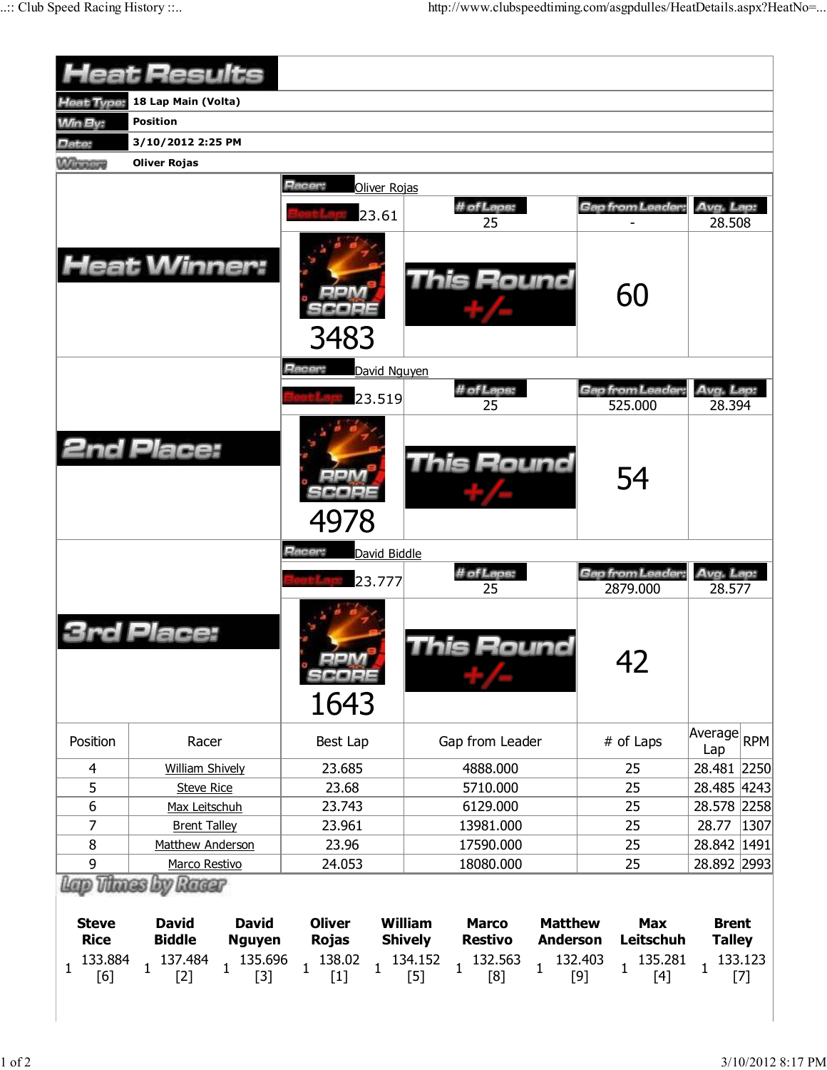# Heat Results

| | |
|---|---|
| Heat Type: | 18 Lap Main (Volta) |
| Win By: | Position |
| Date: | 3/10/2012 2:25 PM |
| Winner: | Oliver Rojas |

## Heat Winner:

Racer: Oliver Rojas

| Best Lap | # of Laps | Gap from Leader | Avg. Lap |
|---|---|---|---|
| 23.61 | 25 | - | 28.508 |

RPM SCORE: 3483

This Round +/-: 60

## 2nd Place:

Racer: David Nguyen

| Best Lap | # of Laps | Gap from Leader | Avg. Lap |
|---|---|---|---|
| 23.519 | 25 | 525.000 | 28.394 |

RPM SCORE: 4978

This Round +/-: 54

## 3rd Place:

Racer: David Biddle

| Best Lap | # of Laps | Gap from Leader | Avg. Lap |
|---|---|---|---|
| 23.777 | 25 | 2879.000 | 28.577 |

RPM SCORE: 1643

This Round +/-: 42

| Position | Racer | Best Lap | Gap from Leader | # of Laps | Average Lap | RPM |
|---|---|---|---|---|---|---|
| 4 | William Shively | 23.685 | 4888.000 | 25 | 28.481 | 2250 |
| 5 | Steve Rice | 23.68 | 5710.000 | 25 | 28.485 | 4243 |
| 6 | Max Leitschuh | 23.743 | 6129.000 | 25 | 28.578 | 2258 |
| 7 | Brent Talley | 23.961 | 13981.000 | 25 | 28.77 | 1307 |
| 8 | Matthew Anderson | 23.96 | 17590.000 | 25 | 28.842 | 1491 |
| 9 | Marco Restivo | 24.053 | 18080.000 | 25 | 28.892 | 2993 |

## Lap Times by Racer

| Lap | Steve Rice | David Biddle | David Nguyen | Oliver Rojas | William Shively | Marco Restivo | Matthew Anderson | Max Leitschuh | Brent Talley |
|---|---|---|---|---|---|---|---|---|---|
| 1 | 133.884 [6] | 137.484 [2] | 135.696 [3] | 138.02 [1] | 134.152 [5] | 132.563 [8] | 132.403 [9] | 135.281 [4] | 133.123 [7] |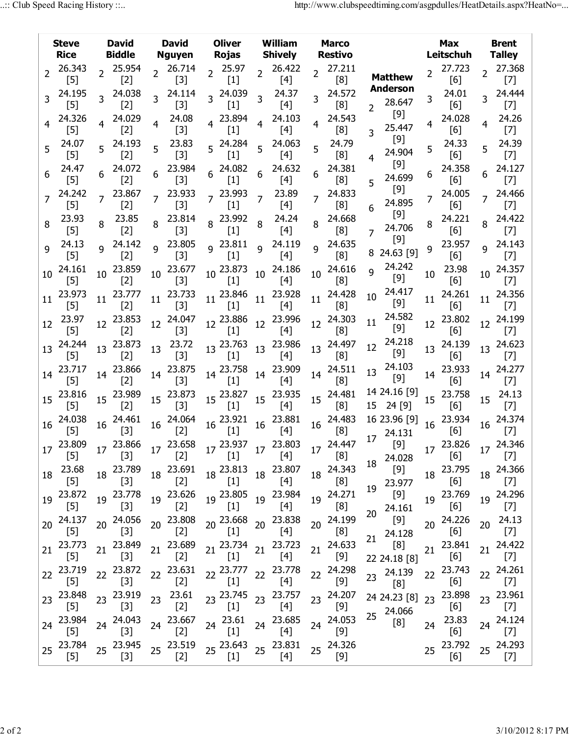| Steve Rice | David Biddle | David Nguyen | Oliver Rojas | William Shively | Marco Restivo | Matthew Anderson | Max Leitschuh | Brent Talley |
|---|---|---|---|---|---|---|---|---|
| 2 26.343 [5] | 2 25.954 [2] | 2 26.714 [3] | 2 25.97 [1] | 2 26.422 [4] | 2 27.211 [8] | 2 28.647 [9] | 2 27.723 [6] | 2 27.368 [7] |
| 3 24.195 [5] | 3 24.038 [2] | 3 24.114 [3] | 3 24.039 [1] | 3 24.37 [4] | 3 24.572 [8] | 3 25.447 [9] | 3 24.01 [6] | 3 24.444 [7] |
| 4 24.326 [5] | 4 24.029 [2] | 4 24.08 [3] | 4 23.894 [1] | 4 24.103 [4] | 4 24.543 [8] | 4 24.904 [9] | 4 24.028 [6] | 4 24.26 [7] |
| 5 24.07 [5] | 5 24.193 [2] | 5 23.83 [3] | 5 24.284 [1] | 5 24.063 [4] | 5 24.79 [8] | 5 24.699 [9] | 5 24.33 [6] | 5 24.39 [7] |
| 6 24.47 [5] | 6 24.072 [2] | 6 23.984 [3] | 6 24.082 [1] | 6 24.632 [4] | 6 24.381 [8] | 6 24.895 [9] | 6 24.358 [6] | 6 24.127 [7] |
| 7 24.242 [5] | 7 23.867 [2] | 7 23.933 [3] | 7 23.993 [1] | 7 23.89 [4] | 7 24.833 [8] | 7 24.706 [9] | 7 24.005 [6] | 7 24.466 [7] |
| 8 23.93 [5] | 8 23.85 [2] | 8 23.814 [3] | 8 23.992 [1] | 8 24.24 [4] | 8 24.668 [8] | 8 24.63 [9] | 8 24.221 [6] | 8 24.422 [7] |
| 9 24.13 [5] | 9 24.142 [2] | 9 23.805 [3] | 9 23.811 [1] | 9 24.119 [4] | 9 24.635 [8] | 9 24.242 [9] | 9 23.957 [6] | 9 24.143 [7] |
| 10 24.161 [5] | 10 23.859 [2] | 10 23.677 [3] | 10 23.873 [1] | 10 24.186 [4] | 10 24.616 [8] | 10 24.417 [9] | 10 23.98 [6] | 10 24.357 [7] |
| 11 23.973 [5] | 11 23.777 [2] | 11 23.733 [3] | 11 23.846 [1] | 11 23.928 [4] | 11 24.428 [8] | 11 24.582 [9] | 11 24.261 [6] | 11 24.356 [7] |
| 12 23.97 [5] | 12 23.853 [2] | 12 24.047 [3] | 12 23.886 [1] | 12 23.996 [4] | 12 24.303 [8] | 12 24.218 [9] | 12 23.802 [6] | 12 24.199 [7] |
| 13 24.244 [5] | 13 23.873 [2] | 13 23.72 [3] | 13 23.763 [1] | 13 23.986 [4] | 13 24.497 [8] | 13 24.103 [9] | 13 24.139 [6] | 13 24.623 [7] |
| 14 23.717 [5] | 14 23.866 [2] | 14 23.875 [3] | 14 23.758 [1] | 14 23.909 [4] | 14 24.511 [8] | 14 24.16 [9] | 14 23.933 [6] | 14 24.277 [7] |
| 15 23.816 [5] | 15 23.989 [2] | 15 23.873 [3] | 15 23.827 [1] | 15 23.935 [4] | 15 24.481 [8] | 15 24 [9] | 15 23.758 [6] | 15 24.13 [7] |
| 16 24.038 [5] | 16 24.461 [3] | 16 24.064 [2] | 16 23.921 [1] | 16 23.881 [4] | 16 24.483 [8] | 16 23.96 [9] | 16 23.934 [6] | 16 24.374 [7] |
| 17 23.809 [5] | 17 23.866 [3] | 17 23.658 [2] | 17 23.937 [1] | 17 23.803 [4] | 17 24.447 [8] | 17 24.131 [9] | 17 23.826 [6] | 17 24.346 [7] |
| 18 23.68 [5] | 18 23.789 [3] | 18 23.691 [2] | 18 23.813 [1] | 18 23.807 [4] | 18 24.343 [8] | 18 24.028 [9] | 18 23.795 [6] | 18 24.366 [7] |
| 19 23.872 [5] | 19 23.778 [3] | 19 23.626 [2] | 19 23.805 [1] | 19 23.984 [4] | 19 24.271 [8] | 19 23.977 [9] | 19 23.769 [6] | 19 24.296 [7] |
| 20 24.137 [5] | 20 24.056 [3] | 20 23.808 [2] | 20 23.668 [1] | 20 23.838 [4] | 20 24.199 [8] | 20 24.161 [9] | 20 24.226 [6] | 20 24.13 [7] |
| 21 23.773 [5] | 21 23.849 [3] | 21 23.689 [2] | 21 23.734 [1] | 21 23.723 [4] | 21 24.633 [9] | 21 24.128 [8] | 21 23.841 [6] | 21 24.422 [7] |
| 22 23.719 [5] | 22 23.872 [3] | 22 23.631 [2] | 22 23.777 [1] | 22 23.778 [4] | 22 24.298 [9] | 22 24.18 [8] | 22 23.743 [6] | 22 24.261 [7] |
| 23 23.848 [5] | 23 23.919 [3] | 23 23.61 [2] | 23 23.745 [1] | 23 23.757 [4] | 23 24.207 [9] | 23 24.139 [8] | 23 23.898 [6] | 23 23.961 [7] |
| 24 23.984 [5] | 24 24.043 [3] | 24 23.667 [2] | 24 23.61 [1] | 24 23.685 [4] | 24 24.053 [9] | 24 24.23 [8] | 24 23.83 [6] | 24 24.124 [7] |
| 25 23.784 [5] | 25 23.945 [3] | 25 23.519 [2] | 25 23.643 [1] | 25 23.831 [4] | 25 24.326 [9] | 25 24.066 [8] | 25 23.792 [6] | 25 24.293 [7] |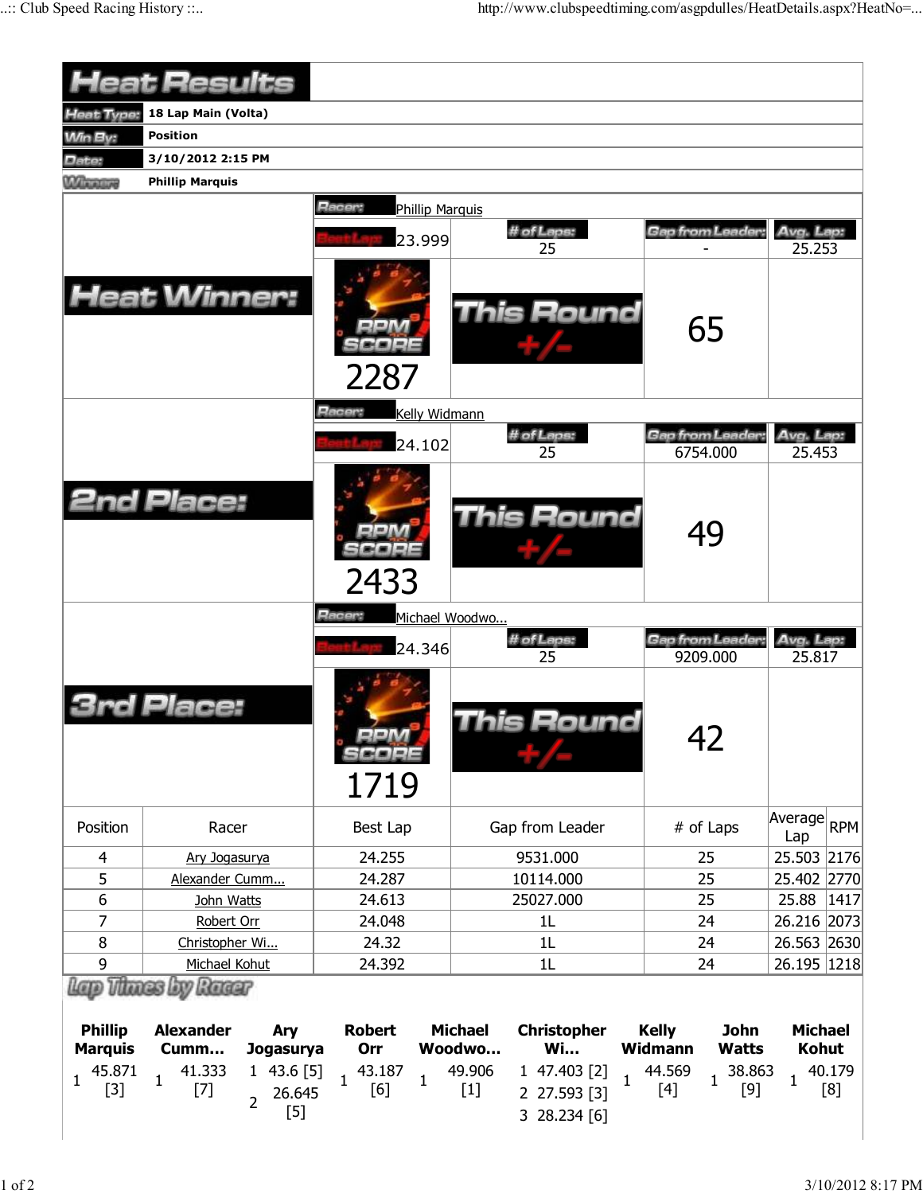# Heat Results

**Heat Type:** 18 Lap Main (Volta)

**Win By:** Position

**Date:** 3/10/2012 2:15 PM

**Winner:** Phillip Marquis

## Heat Winner:

**Racer:** Phillip Marquis

| Best Lap | # of Laps | Gap from Leader | Avg. Lap |
|---|---|---|---|
| 23.999 | 25 | - | 25.253 |

RPM SCORE: 2287

This Round +/-: 65

## 2nd Place:

**Racer:** Kelly Widmann

| Best Lap | # of Laps | Gap from Leader | Avg. Lap |
|---|---|---|---|
| 24.102 | 25 | 6754.000 | 25.453 |

RPM SCORE: 2433

This Round +/-: 49

## 3rd Place:

**Racer:** Michael Woodwo...

| Best Lap | # of Laps | Gap from Leader | Avg. Lap |
|---|---|---|---|
| 24.346 | 25 | 9209.000 | 25.817 |

RPM SCORE: 1719

This Round +/-: 42

| Position | Racer | Best Lap | Gap from Leader | # of Laps | Average Lap | RPM |
|---|---|---|---|---|---|---|
| 4 | Ary Jogasurya | 24.255 | 9531.000 | 25 | 25.503 | 2176 |
| 5 | Alexander Cumm... | 24.287 | 10114.000 | 25 | 25.402 | 2770 |
| 6 | John Watts | 24.613 | 25027.000 | 25 | 25.88 | 1417 |
| 7 | Robert Orr | 24.048 | 1L | 24 | 26.216 | 2073 |
| 8 | Christopher Wi... | 24.32 | 1L | 24 | 26.563 | 2630 |
| 9 | Michael Kohut | 24.392 | 1L | 24 | 26.195 | 1218 |

## Lap Times by Racer

| Phillip Marquis | Alexander Cumm... | Ary Jogasurya | Robert Orr | Michael Woodwo... | Christopher Wi... | Kelly Widmann | John Watts | Michael Kohut |
|---|---|---|---|---|---|---|---|---|
| 1 45.871 [3] | 1 41.333 [7] | 1 43.6 [5] | 1 43.187 [6] | 1 49.906 [1] | 1 47.403 [2] | 1 44.569 [4] | 1 38.863 [9] | 1 40.179 [8] |
| | | 2 26.645 [5] | | | 2 27.593 [3] | | | |
| | | | | | 3 28.234 [6] | | | |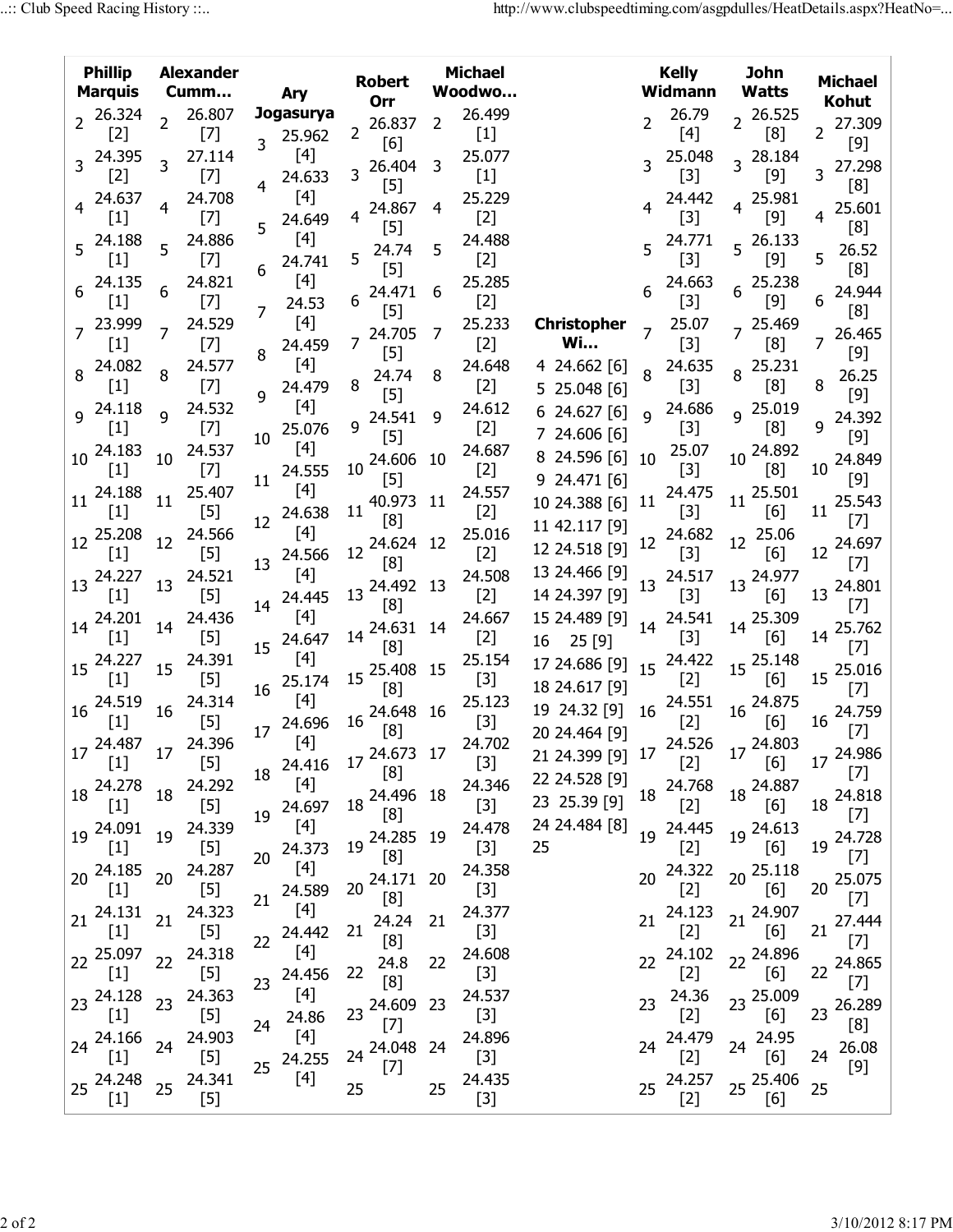| Lap | Phillip Marquis | Alexander Cumm… | Ary Jogasurya | Robert Orr | Michael Woodwo… | Christopher Wi… | Kelly Widmann | John Watts | Michael Kohut |
|---|---|---|---|---|---|---|---|---|---|
| 2 | 26.324 [2] | 26.807 [7] | | 26.837 [6] | 26.499 [1] | | 26.79 [4] | 26.525 [8] | 27.309 [9] |
| 3 | 24.395 [2] | 27.114 [7] | 25.962 [4] | 26.404 [5] | 25.077 [1] | | 25.048 [3] | 28.184 [9] | 27.298 [8] |
| 4 | 24.637 [1] | 24.708 [7] | 24.633 [4] | 24.867 [5] | 25.229 [2] | 24.662 [6] | 24.442 [3] | 25.981 [9] | 25.601 [8] |
| 5 | 24.188 [1] | 24.886 [7] | 24.649 [4] | 24.74 [5] | 24.488 [2] | 25.048 [6] | 24.771 [3] | 26.133 [9] | 26.52 [8] |
| 6 | 24.135 [1] | 24.821 [7] | 24.741 [4] | 24.471 [5] | 25.285 [2] | 24.627 [6] | 24.663 [3] | 25.238 [9] | 24.944 [8] |
| 7 | 23.999 [1] | 24.529 [7] | 24.53 [4] | 24.705 [5] | 25.233 [2] | 24.606 [6] | 25.07 [3] | 25.469 [8] | 26.465 [9] |
| 8 | 24.082 [1] | 24.577 [7] | 24.459 [4] | 24.74 [5] | 24.648 [2] | 24.596 [6] | 24.635 [3] | 25.231 [8] | 26.25 [9] |
| 9 | 24.118 [1] | 24.532 [7] | 24.479 [4] | 24.541 [5] | 24.612 [2] | 24.471 [6] | 24.686 [3] | 25.019 [8] | 24.392 [9] |
| 10 | 24.183 [1] | 24.537 [7] | 25.076 [4] | 24.606 [5] | 24.687 [2] | 24.388 [6] | 25.07 [3] | 24.892 [8] | 24.849 [9] |
| 11 | 24.188 [1] | 25.407 [5] | 24.555 [4] | 40.973 [8] | 24.557 [2] | 42.117 [9] | 24.475 [3] | 25.501 [6] | 25.543 [7] |
| 12 | 25.208 [1] | 24.566 [5] | 24.638 [4] | 24.624 [8] | 25.016 [2] | 24.518 [9] | 24.682 [3] | 25.06 [6] | 24.697 [7] |
| 13 | 24.227 [1] | 24.521 [5] | 24.566 [4] | 24.492 [8] | 24.508 [2] | 24.466 [9] | 24.517 [3] | 24.977 [6] | 24.801 [7] |
| 14 | 24.201 [1] | 24.436 [5] | 24.445 [4] | 24.631 [8] | 24.667 [2] | 24.397 [9] | 24.541 [3] | 25.309 [6] | 25.762 [7] |
| 15 | 24.227 [1] | 24.391 [5] | 24.647 [4] | 25.408 [8] | 25.154 [3] | 24.489 [9] | 24.422 [2] | 25.148 [6] | 25.016 [7] |
| 16 | 24.519 [1] | 24.314 [5] | 25.174 [4] | 24.648 [8] | 25.123 [3] | 25 [9] | 24.551 [2] | 24.875 [6] | 24.759 [7] |
| 17 | 24.487 [1] | 24.396 [5] | 24.696 [4] | 24.673 [8] | 24.702 [3] | 24.686 [9] | 24.526 [2] | 24.803 [6] | 24.986 [7] |
| 18 | 24.278 [1] | 24.292 [5] | 24.416 [4] | 24.496 [8] | 24.346 [3] | 24.617 [9] | 24.768 [2] | 24.887 [6] | 24.818 [7] |
| 19 | 24.091 [1] | 24.339 [5] | 24.697 [4] | 24.285 [8] | 24.478 [3] | 24.32 [9] | 24.445 [2] | 24.613 [6] | 24.728 [7] |
| 20 | 24.185 [1] | 24.287 [5] | 24.373 [4] | 24.171 [8] | 24.358 [3] | 24.464 [9] | 24.322 [2] | 25.118 [6] | 25.075 [7] |
| 21 | 24.131 [1] | 24.323 [5] | 24.589 [4] | 24.24 [8] | 24.377 [3] | 24.399 [9] | 24.123 [2] | 24.907 [6] | 27.444 [7] |
| 22 | 25.097 [1] | 24.318 [5] | 24.442 [4] | 24.8 [8] | 24.608 [3] | 24.528 [9] | 24.102 [2] | 24.896 [6] | 24.865 [7] |
| 23 | 24.128 [1] | 24.363 [5] | 24.456 [4] | 24.609 [7] | 24.537 [3] | 25.39 [9] | 24.36 [2] | 25.009 [6] | 26.289 [8] |
| 24 | 24.166 [1] | 24.903 [5] | 24.86 [4] | 24.048 [7] | 24.896 [3] | 24.484 [8] | 24.479 [2] | 24.95 [6] | 26.08 [9] |
| 25 | 24.248 [1] | 24.341 [5] | 24.255 [4] | | 24.435 [3] | | 24.257 [2] | 25.406 [6] | |